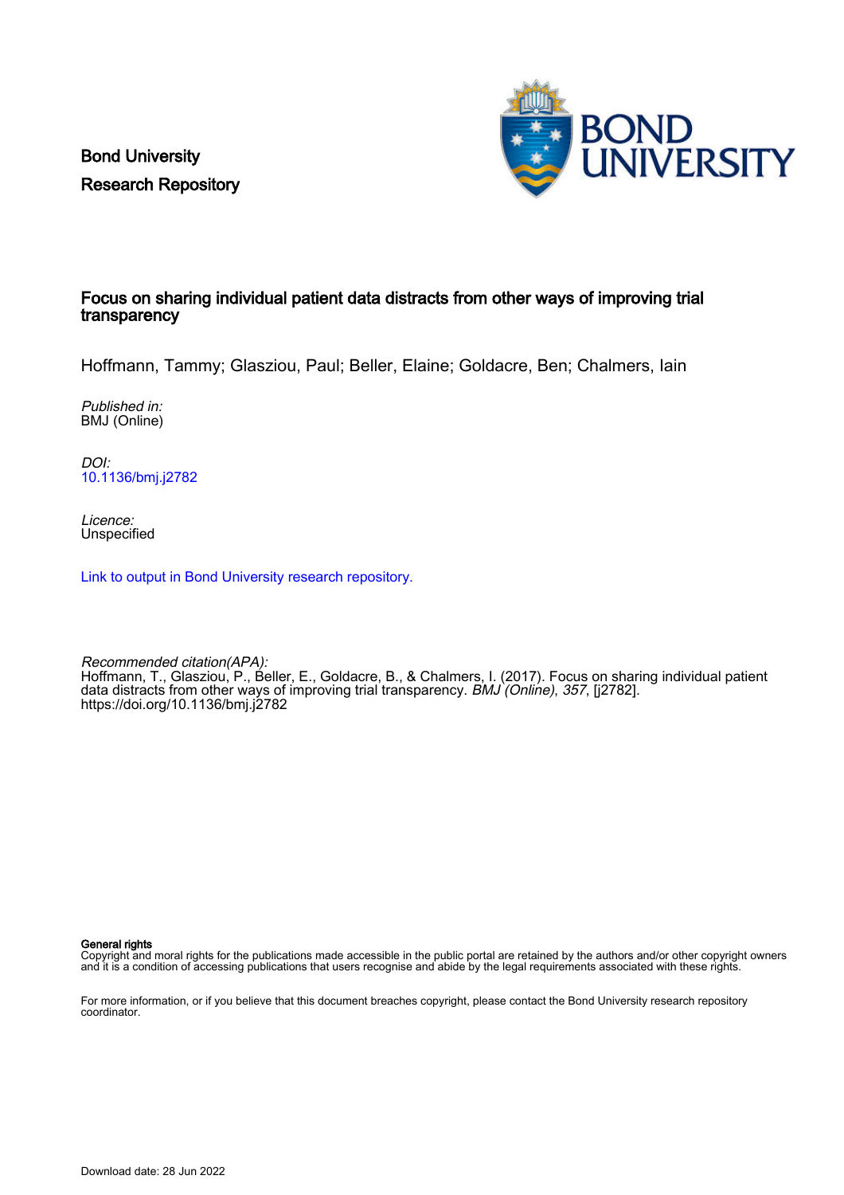Bond University
Research Repository

# Focus on sharing individual patient data distracts from other ways of improving trial transparency

Hoffmann, Tammy; Glasziou, Paul; Beller, Elaine; Goldacre, Ben; Chalmers, Iain

*Published in:*
BMJ (Online)

*DOI:*
10.1136/bmj.j2782

*Licence:*
Unspecified

Link to output in Bond University research repository.

*Recommended citation(APA):*
Hoffmann, T., Glasziou, P., Beller, E., Goldacre, B., & Chalmers, I. (2017). Focus on sharing individual patient data distracts from other ways of improving trial transparency. *BMJ (Online)*, *357*, [j2782]. https://doi.org/10.1136/bmj.j2782

**General rights**
Copyright and moral rights for the publications made accessible in the public portal are retained by the authors and/or other copyright owners and it is a condition of accessing publications that users recognise and abide by the legal requirements associated with these rights.

For more information, or if you believe that this document breaches copyright, please contact the Bond University research repository coordinator.

Download date: 28 Jun 2022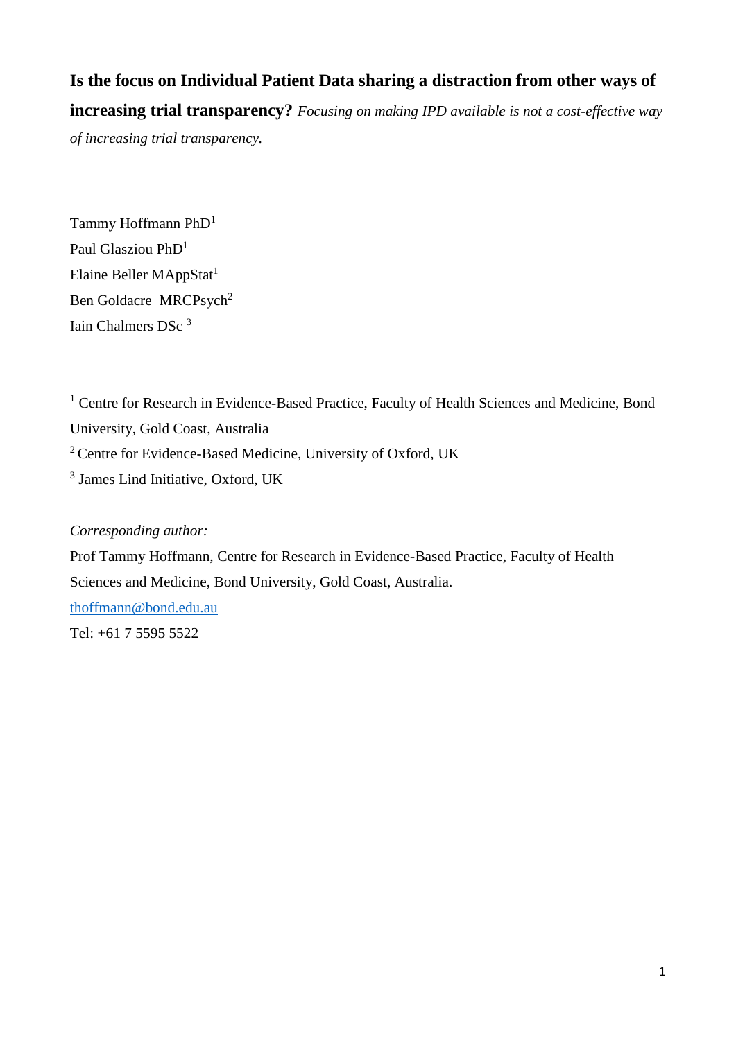**Is the focus on Individual Patient Data sharing a distraction from other ways of increasing trial transparency?** *Focusing on making IPD available is not a cost-effective way of increasing trial transparency.*

Tammy Hoffmann PhD[1]

Paul Glasziou PhD[1]

Elaine Beller MAppStat[1]

Ben Goldacre MRCPsych[2]

Iain Chalmers DSc [3]

[1] Centre for Research in Evidence-Based Practice, Faculty of Health Sciences and Medicine, Bond University, Gold Coast, Australia

[2] Centre for Evidence-Based Medicine, University of Oxford, UK

[3] James Lind Initiative, Oxford, UK

*Corresponding author:*

Prof Tammy Hoffmann, Centre for Research in Evidence-Based Practice, Faculty of Health Sciences and Medicine, Bond University, Gold Coast, Australia.

thoffmann@bond.edu.au

Tel: +61 7 5595 5522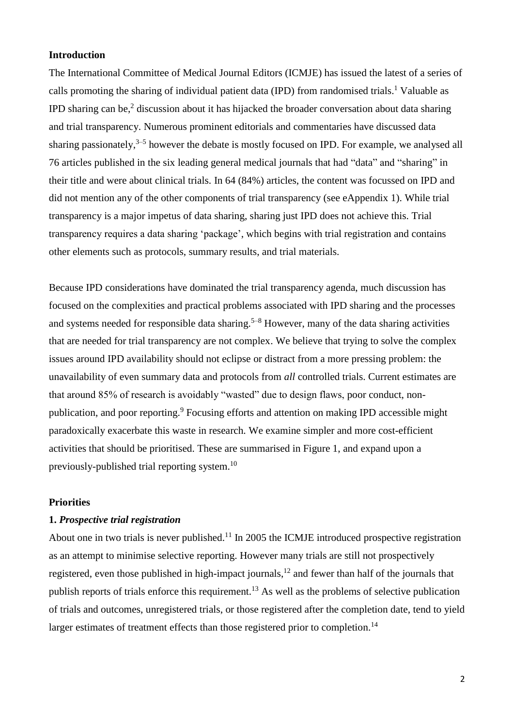## Introduction

The International Committee of Medical Journal Editors (ICMJE) has issued the latest of a series of calls promoting the sharing of individual patient data (IPD) from randomised trials.[1] Valuable as IPD sharing can be,[2] discussion about it has hijacked the broader conversation about data sharing and trial transparency. Numerous prominent editorials and commentaries have discussed data sharing passionately,[3–5] however the debate is mostly focused on IPD. For example, we analysed all 76 articles published in the six leading general medical journals that had "data" and "sharing" in their title and were about clinical trials. In 64 (84%) articles, the content was focussed on IPD and did not mention any of the other components of trial transparency (see eAppendix 1). While trial transparency is a major impetus of data sharing, sharing just IPD does not achieve this. Trial transparency requires a data sharing 'package', which begins with trial registration and contains other elements such as protocols, summary results, and trial materials.

Because IPD considerations have dominated the trial transparency agenda, much discussion has focused on the complexities and practical problems associated with IPD sharing and the processes and systems needed for responsible data sharing.[5–8] However, many of the data sharing activities that are needed for trial transparency are not complex. We believe that trying to solve the complex issues around IPD availability should not eclipse or distract from a more pressing problem: the unavailability of even summary data and protocols from *all* controlled trials. Current estimates are that around 85% of research is avoidably "wasted" due to design flaws, poor conduct, non-publication, and poor reporting.[9] Focusing efforts and attention on making IPD accessible might paradoxically exacerbate this waste in research. We examine simpler and more cost-efficient activities that should be prioritised. These are summarised in Figure 1, and expand upon a previously-published trial reporting system.[10]

## Priorities

### 1. *Prospective trial registration*

About one in two trials is never published.[11] In 2005 the ICMJE introduced prospective registration as an attempt to minimise selective reporting. However many trials are still not prospectively registered, even those published in high-impact journals,[12] and fewer than half of the journals that publish reports of trials enforce this requirement.[13] As well as the problems of selective publication of trials and outcomes, unregistered trials, or those registered after the completion date, tend to yield larger estimates of treatment effects than those registered prior to completion.[14]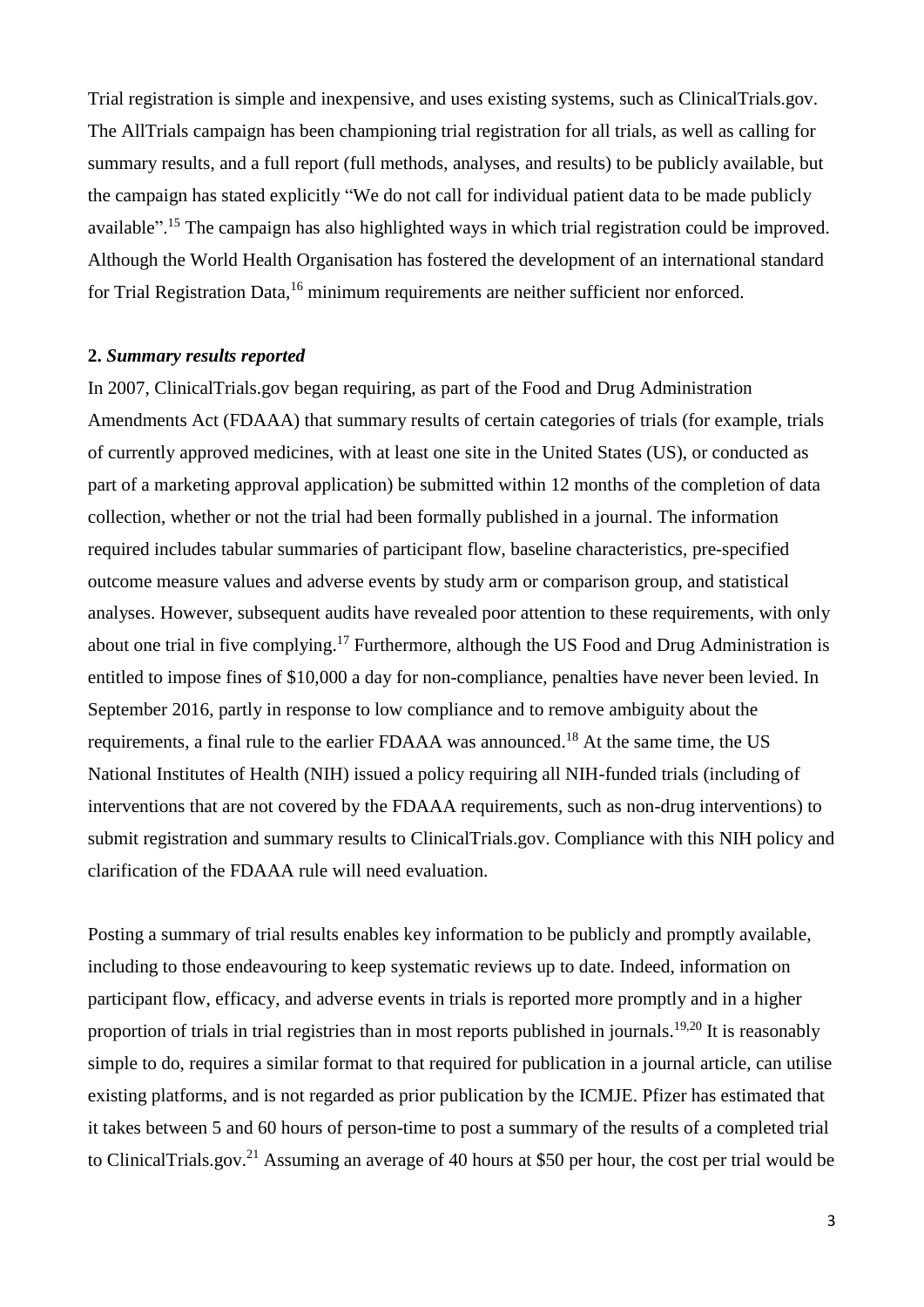Trial registration is simple and inexpensive, and uses existing systems, such as ClinicalTrials.gov. The AllTrials campaign has been championing trial registration for all trials, as well as calling for summary results, and a full report (full methods, analyses, and results) to be publicly available, but the campaign has stated explicitly "We do not call for individual patient data to be made publicly available".[15] The campaign has also highlighted ways in which trial registration could be improved. Although the World Health Organisation has fostered the development of an international standard for Trial Registration Data,[16] minimum requirements are neither sufficient nor enforced.

**2. *Summary results reported***

In 2007, ClinicalTrials.gov began requiring, as part of the Food and Drug Administration Amendments Act (FDAAA) that summary results of certain categories of trials (for example, trials of currently approved medicines, with at least one site in the United States (US), or conducted as part of a marketing approval application) be submitted within 12 months of the completion of data collection, whether or not the trial had been formally published in a journal. The information required includes tabular summaries of participant flow, baseline characteristics, pre-specified outcome measure values and adverse events by study arm or comparison group, and statistical analyses. However, subsequent audits have revealed poor attention to these requirements, with only about one trial in five complying.[17] Furthermore, although the US Food and Drug Administration is entitled to impose fines of $10,000 a day for non-compliance, penalties have never been levied. In September 2016, partly in response to low compliance and to remove ambiguity about the requirements, a final rule to the earlier FDAAA was announced.[18] At the same time, the US National Institutes of Health (NIH) issued a policy requiring all NIH-funded trials (including of interventions that are not covered by the FDAAA requirements, such as non-drug interventions) to submit registration and summary results to ClinicalTrials.gov. Compliance with this NIH policy and clarification of the FDAAA rule will need evaluation.

Posting a summary of trial results enables key information to be publicly and promptly available, including to those endeavouring to keep systematic reviews up to date. Indeed, information on participant flow, efficacy, and adverse events in trials is reported more promptly and in a higher proportion of trials in trial registries than in most reports published in journals.[19,20] It is reasonably simple to do, requires a similar format to that required for publication in a journal article, can utilise existing platforms, and is not regarded as prior publication by the ICMJE. Pfizer has estimated that it takes between 5 and 60 hours of person-time to post a summary of the results of a completed trial to ClinicalTrials.gov.[21] Assuming an average of 40 hours at $50 per hour, the cost per trial would be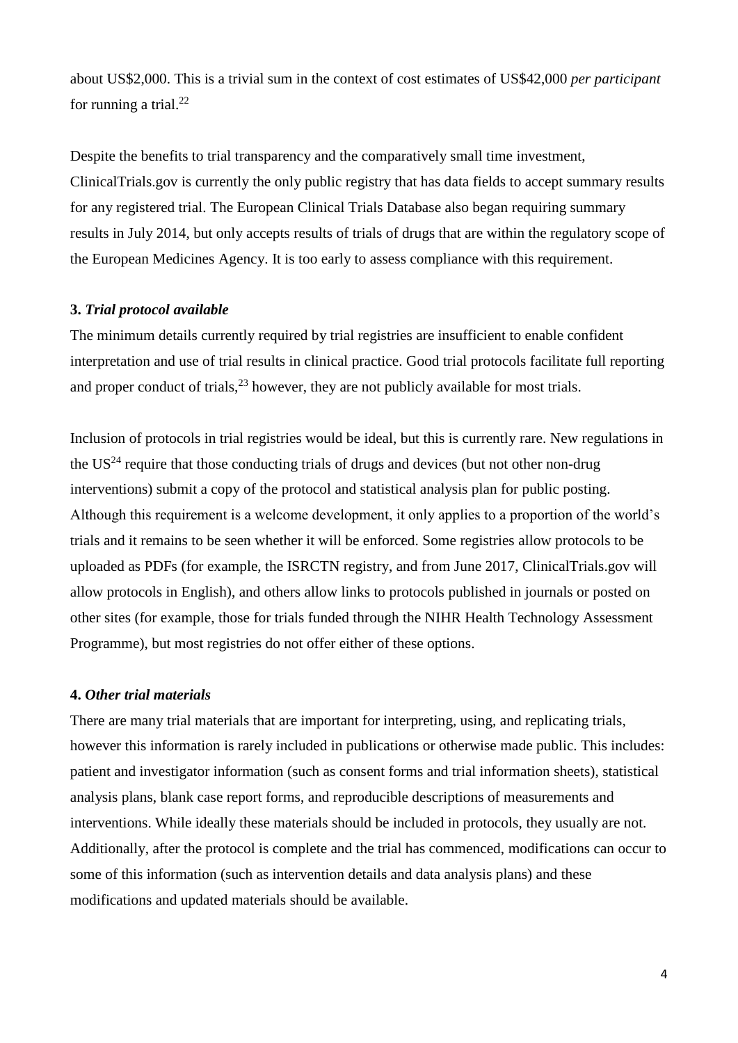about US$2,000. This is a trivial sum in the context of cost estimates of US$42,000 *per participant* for running a trial.[22]

Despite the benefits to trial transparency and the comparatively small time investment, ClinicalTrials.gov is currently the only public registry that has data fields to accept summary results for any registered trial. The European Clinical Trials Database also began requiring summary results in July 2014, but only accepts results of trials of drugs that are within the regulatory scope of the European Medicines Agency. It is too early to assess compliance with this requirement.

**3.** ***Trial protocol available***

The minimum details currently required by trial registries are insufficient to enable confident interpretation and use of trial results in clinical practice. Good trial protocols facilitate full reporting and proper conduct of trials,[23] however, they are not publicly available for most trials.

Inclusion of protocols in trial registries would be ideal, but this is currently rare. New regulations in the US[24] require that those conducting trials of drugs and devices (but not other non-drug interventions) submit a copy of the protocol and statistical analysis plan for public posting. Although this requirement is a welcome development, it only applies to a proportion of the world's trials and it remains to be seen whether it will be enforced. Some registries allow protocols to be uploaded as PDFs (for example, the ISRCTN registry, and from June 2017, ClinicalTrials.gov will allow protocols in English), and others allow links to protocols published in journals or posted on other sites (for example, those for trials funded through the NIHR Health Technology Assessment Programme), but most registries do not offer either of these options.

**4.** ***Other trial materials***

There are many trial materials that are important for interpreting, using, and replicating trials, however this information is rarely included in publications or otherwise made public. This includes: patient and investigator information (such as consent forms and trial information sheets), statistical analysis plans, blank case report forms, and reproducible descriptions of measurements and interventions. While ideally these materials should be included in protocols, they usually are not. Additionally, after the protocol is complete and the trial has commenced, modifications can occur to some of this information (such as intervention details and data analysis plans) and these modifications and updated materials should be available.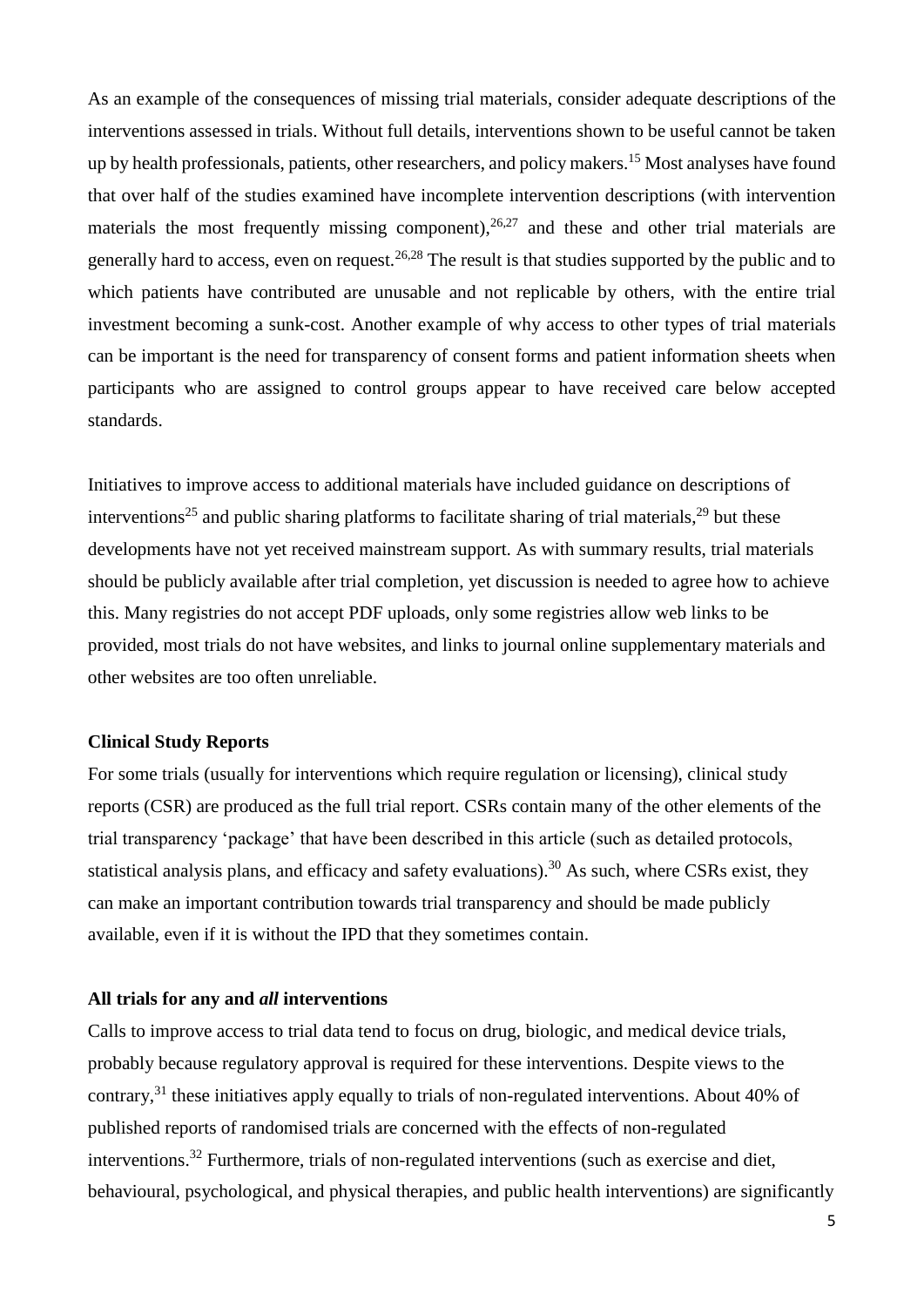As an example of the consequences of missing trial materials, consider adequate descriptions of the interventions assessed in trials. Without full details, interventions shown to be useful cannot be taken up by health professionals, patients, other researchers, and policy makers.[15] Most analyses have found that over half of the studies examined have incomplete intervention descriptions (with intervention materials the most frequently missing component),[26,27] and these and other trial materials are generally hard to access, even on request.[26,28] The result is that studies supported by the public and to which patients have contributed are unusable and not replicable by others, with the entire trial investment becoming a sunk-cost. Another example of why access to other types of trial materials can be important is the need for transparency of consent forms and patient information sheets when participants who are assigned to control groups appear to have received care below accepted standards.

Initiatives to improve access to additional materials have included guidance on descriptions of interventions[25] and public sharing platforms to facilitate sharing of trial materials,[29] but these developments have not yet received mainstream support. As with summary results, trial materials should be publicly available after trial completion, yet discussion is needed to agree how to achieve this. Many registries do not accept PDF uploads, only some registries allow web links to be provided, most trials do not have websites, and links to journal online supplementary materials and other websites are too often unreliable.

**Clinical Study Reports**

For some trials (usually for interventions which require regulation or licensing), clinical study reports (CSR) are produced as the full trial report. CSRs contain many of the other elements of the trial transparency 'package' that have been described in this article (such as detailed protocols, statistical analysis plans, and efficacy and safety evaluations).[30] As such, where CSRs exist, they can make an important contribution towards trial transparency and should be made publicly available, even if it is without the IPD that they sometimes contain.

**All trials for any and *all* interventions**

Calls to improve access to trial data tend to focus on drug, biologic, and medical device trials, probably because regulatory approval is required for these interventions. Despite views to the contrary,[31] these initiatives apply equally to trials of non-regulated interventions. About 40% of published reports of randomised trials are concerned with the effects of non-regulated interventions.[32] Furthermore, trials of non-regulated interventions (such as exercise and diet, behavioural, psychological, and physical therapies, and public health interventions) are significantly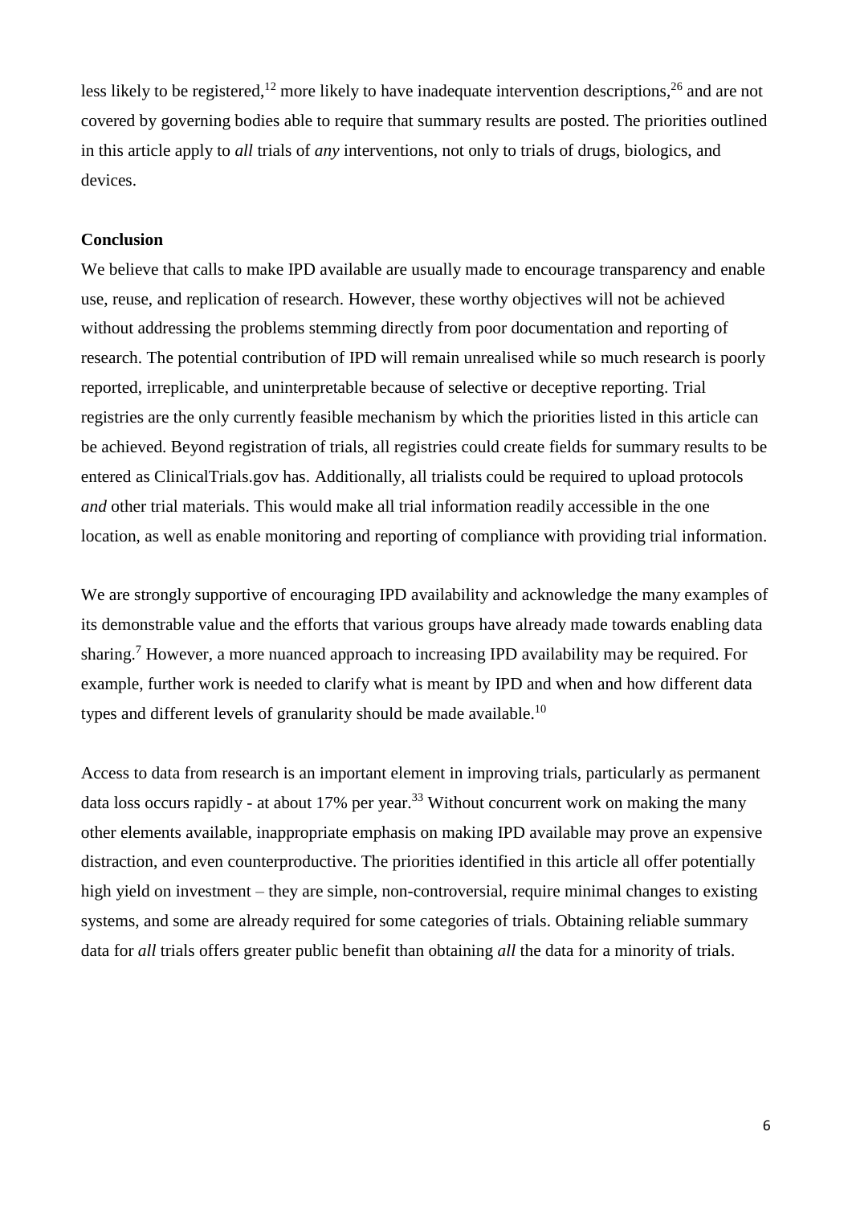less likely to be registered,[12] more likely to have inadequate intervention descriptions,[26] and are not covered by governing bodies able to require that summary results are posted. The priorities outlined in this article apply to *all* trials of *any* interventions, not only to trials of drugs, biologics, and devices.

**Conclusion**

We believe that calls to make IPD available are usually made to encourage transparency and enable use, reuse, and replication of research. However, these worthy objectives will not be achieved without addressing the problems stemming directly from poor documentation and reporting of research. The potential contribution of IPD will remain unrealised while so much research is poorly reported, irreplicable, and uninterpretable because of selective or deceptive reporting. Trial registries are the only currently feasible mechanism by which the priorities listed in this article can be achieved. Beyond registration of trials, all registries could create fields for summary results to be entered as ClinicalTrials.gov has. Additionally, all trialists could be required to upload protocols *and* other trial materials. This would make all trial information readily accessible in the one location, as well as enable monitoring and reporting of compliance with providing trial information.

We are strongly supportive of encouraging IPD availability and acknowledge the many examples of its demonstrable value and the efforts that various groups have already made towards enabling data sharing.[7] However, a more nuanced approach to increasing IPD availability may be required. For example, further work is needed to clarify what is meant by IPD and when and how different data types and different levels of granularity should be made available.[10]

Access to data from research is an important element in improving trials, particularly as permanent data loss occurs rapidly - at about 17% per year.[33] Without concurrent work on making the many other elements available, inappropriate emphasis on making IPD available may prove an expensive distraction, and even counterproductive. The priorities identified in this article all offer potentially high yield on investment – they are simple, non-controversial, require minimal changes to existing systems, and some are already required for some categories of trials. Obtaining reliable summary data for *all* trials offers greater public benefit than obtaining *all* the data for a minority of trials.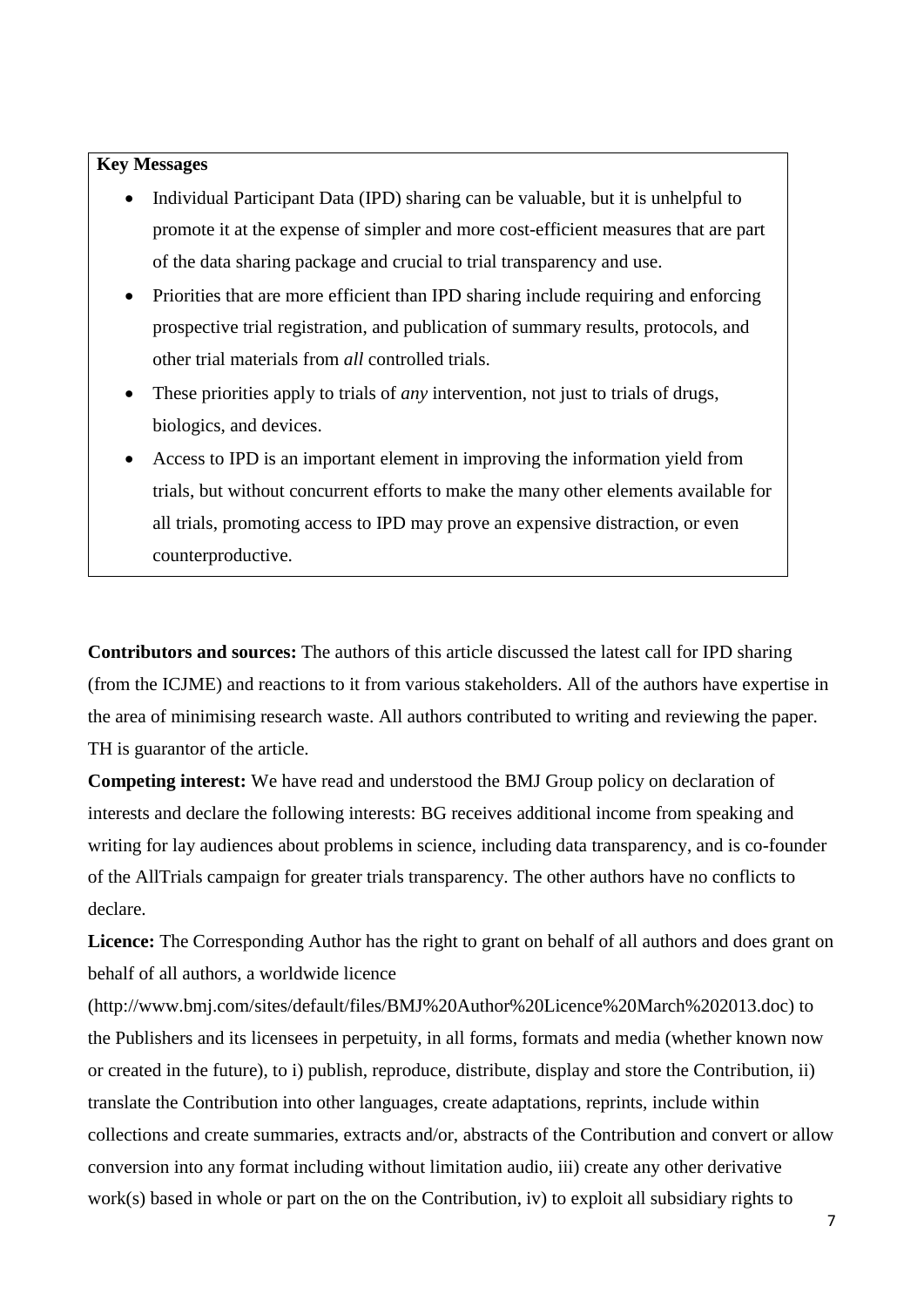**Key Messages**

- Individual Participant Data (IPD) sharing can be valuable, but it is unhelpful to promote it at the expense of simpler and more cost-efficient measures that are part of the data sharing package and crucial to trial transparency and use.
- Priorities that are more efficient than IPD sharing include requiring and enforcing prospective trial registration, and publication of summary results, protocols, and other trial materials from *all* controlled trials.
- These priorities apply to trials of *any* intervention, not just to trials of drugs, biologics, and devices.
- Access to IPD is an important element in improving the information yield from trials, but without concurrent efforts to make the many other elements available for all trials, promoting access to IPD may prove an expensive distraction, or even counterproductive.

**Contributors and sources:** The authors of this article discussed the latest call for IPD sharing (from the ICJME) and reactions to it from various stakeholders. All of the authors have expertise in the area of minimising research waste. All authors contributed to writing and reviewing the paper. TH is guarantor of the article.

**Competing interest:** We have read and understood the BMJ Group policy on declaration of interests and declare the following interests: BG receives additional income from speaking and writing for lay audiences about problems in science, including data transparency, and is co-founder of the AllTrials campaign for greater trials transparency. The other authors have no conflicts to declare.

**Licence:** The Corresponding Author has the right to grant on behalf of all authors and does grant on behalf of all authors, a worldwide licence (http://www.bmj.com/sites/default/files/BMJ%20Author%20Licence%20March%202013.doc) to the Publishers and its licensees in perpetuity, in all forms, formats and media (whether known now or created in the future), to i) publish, reproduce, distribute, display and store the Contribution, ii) translate the Contribution into other languages, create adaptations, reprints, include within collections and create summaries, extracts and/or, abstracts of the Contribution and convert or allow conversion into any format including without limitation audio, iii) create any other derivative work(s) based in whole or part on the on the Contribution, iv) to exploit all subsidiary rights to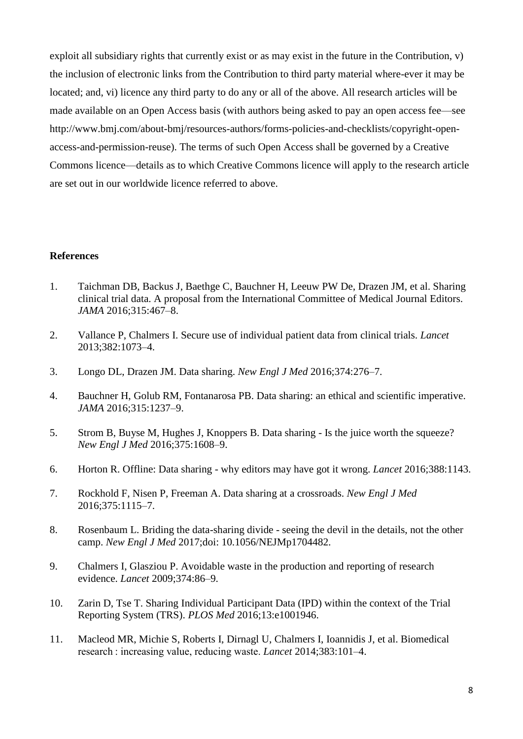exploit all subsidiary rights that currently exist or as may exist in the future in the Contribution, v) the inclusion of electronic links from the Contribution to third party material where-ever it may be located; and, vi) licence any third party to do any or all of the above. All research articles will be made available on an Open Access basis (with authors being asked to pay an open access fee—see http://www.bmj.com/about-bmj/resources-authors/forms-policies-and-checklists/copyright-open-access-and-permission-reuse). The terms of such Open Access shall be governed by a Creative Commons licence—details as to which Creative Commons licence will apply to the research article are set out in our worldwide licence referred to above.

## References

1. Taichman DB, Backus J, Baethge C, Bauchner H, Leeuw PW De, Drazen JM, et al. Sharing clinical trial data. A proposal from the International Committee of Medical Journal Editors. *JAMA* 2016;315:467–8.
2. Vallance P, Chalmers I. Secure use of individual patient data from clinical trials. *Lancet* 2013;382:1073–4.
3. Longo DL, Drazen JM. Data sharing. *New Engl J Med* 2016;374:276–7.
4. Bauchner H, Golub RM, Fontanarosa PB. Data sharing: an ethical and scientific imperative. *JAMA* 2016;315:1237–9.
5. Strom B, Buyse M, Hughes J, Knoppers B. Data sharing - Is the juice worth the squeeze? *New Engl J Med* 2016;375:1608–9.
6. Horton R. Offline: Data sharing - why editors may have got it wrong. *Lancet* 2016;388:1143.
7. Rockhold F, Nisen P, Freeman A. Data sharing at a crossroads. *New Engl J Med* 2016;375:1115–7.
8. Rosenbaum L. Briding the data-sharing divide - seeing the devil in the details, not the other camp. *New Engl J Med* 2017;doi: 10.1056/NEJMp1704482.
9. Chalmers I, Glasziou P. Avoidable waste in the production and reporting of research evidence. *Lancet* 2009;374:86–9.
10. Zarin D, Tse T. Sharing Individual Participant Data (IPD) within the context of the Trial Reporting System (TRS). *PLOS Med* 2016;13:e1001946.
11. Macleod MR, Michie S, Roberts I, Dirnagl U, Chalmers I, Ioannidis J, et al. Biomedical research : increasing value, reducing waste. *Lancet* 2014;383:101–4.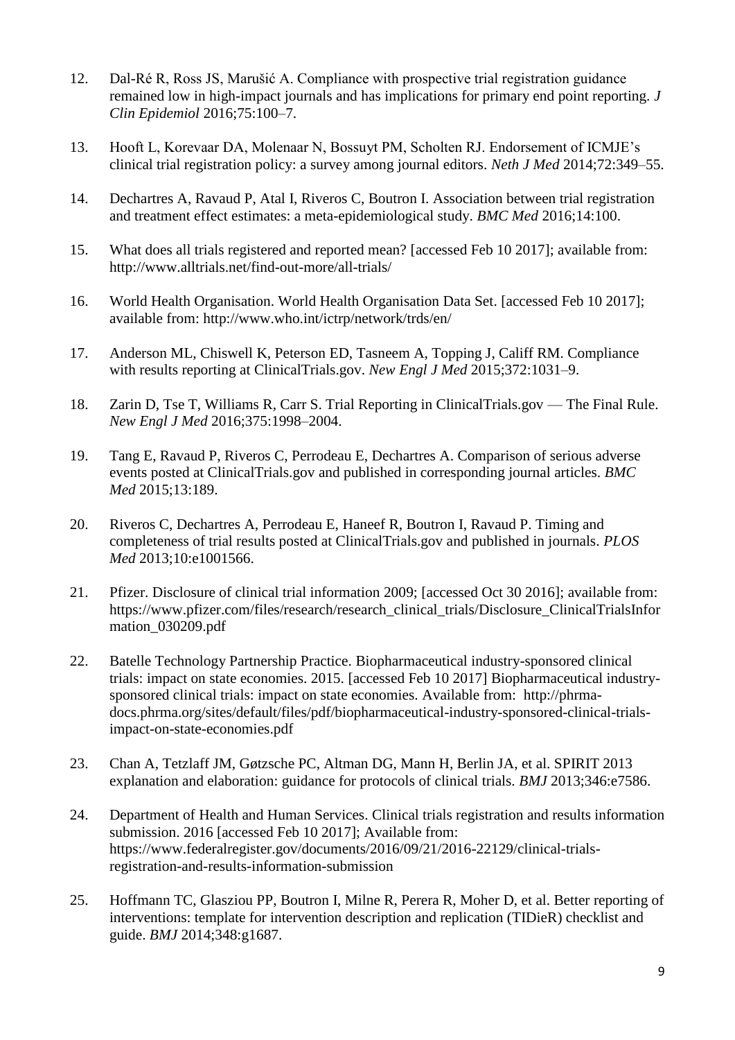12. Dal-Ré R, Ross JS, Marušić A. Compliance with prospective trial registration guidance remained low in high-impact journals and has implications for primary end point reporting. *J Clin Epidemiol* 2016;75:100–7.

13. Hooft L, Korevaar DA, Molenaar N, Bossuyt PM, Scholten RJ. Endorsement of ICMJE's clinical trial registration policy: a survey among journal editors. *Neth J Med* 2014;72:349–55.

14. Dechartres A, Ravaud P, Atal I, Riveros C, Boutron I. Association between trial registration and treatment effect estimates: a meta-epidemiological study. *BMC Med* 2016;14:100.

15. What does all trials registered and reported mean? [accessed Feb 10 2017]; available from: http://www.alltrials.net/find-out-more/all-trials/

16. World Health Organisation. World Health Organisation Data Set. [accessed Feb 10 2017]; available from: http://www.who.int/ictrp/network/trds/en/

17. Anderson ML, Chiswell K, Peterson ED, Tasneem A, Topping J, Califf RM. Compliance with results reporting at ClinicalTrials.gov. *New Engl J Med* 2015;372:1031–9.

18. Zarin D, Tse T, Williams R, Carr S. Trial Reporting in ClinicalTrials.gov — The Final Rule. *New Engl J Med* 2016;375:1998–2004.

19. Tang E, Ravaud P, Riveros C, Perrodeau E, Dechartres A. Comparison of serious adverse events posted at ClinicalTrials.gov and published in corresponding journal articles. *BMC Med* 2015;13:189.

20. Riveros C, Dechartres A, Perrodeau E, Haneef R, Boutron I, Ravaud P. Timing and completeness of trial results posted at ClinicalTrials.gov and published in journals. *PLOS Med* 2013;10:e1001566.

21. Pfizer. Disclosure of clinical trial information 2009; [accessed Oct 30 2016]; available from: https://www.pfizer.com/files/research/research_clinical_trials/Disclosure_ClinicalTrialsInformation_030209.pdf

22. Batelle Technology Partnership Practice. Biopharmaceutical industry-sponsored clinical trials: impact on state economies. 2015. [accessed Feb 10 2017] Biopharmaceutical industry-sponsored clinical trials: impact on state economies. Available from: http://phrma-docs.phrma.org/sites/default/files/pdf/biopharmaceutical-industry-sponsored-clinical-trials-impact-on-state-economies.pdf

23. Chan A, Tetzlaff JM, Gøtzsche PC, Altman DG, Mann H, Berlin JA, et al. SPIRIT 2013 explanation and elaboration: guidance for protocols of clinical trials. *BMJ* 2013;346:e7586.

24. Department of Health and Human Services. Clinical trials registration and results information submission. 2016 [accessed Feb 10 2017]; Available from: https://www.federalregister.gov/documents/2016/09/21/2016-22129/clinical-trials-registration-and-results-information-submission

25. Hoffmann TC, Glasziou PP, Boutron I, Milne R, Perera R, Moher D, et al. Better reporting of interventions: template for intervention description and replication (TIDieR) checklist and guide. *BMJ* 2014;348:g1687.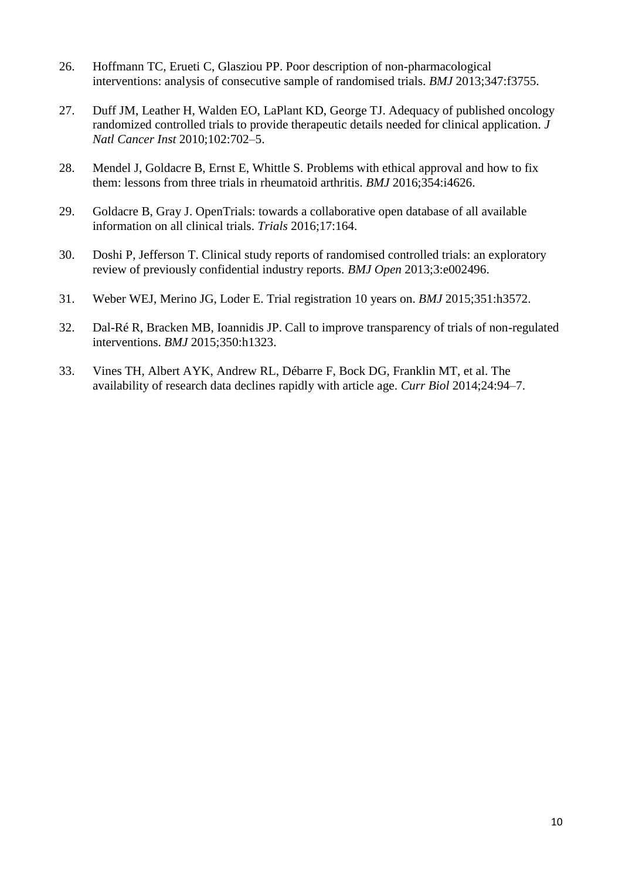26. Hoffmann TC, Erueti C, Glasziou PP. Poor description of non-pharmacological interventions: analysis of consecutive sample of randomised trials. *BMJ* 2013;347:f3755.

27. Duff JM, Leather H, Walden EO, LaPlant KD, George TJ. Adequacy of published oncology randomized controlled trials to provide therapeutic details needed for clinical application. *J Natl Cancer Inst* 2010;102:702–5.

28. Mendel J, Goldacre B, Ernst E, Whittle S. Problems with ethical approval and how to fix them: lessons from three trials in rheumatoid arthritis. *BMJ* 2016;354:i4626.

29. Goldacre B, Gray J. OpenTrials: towards a collaborative open database of all available information on all clinical trials. *Trials* 2016;17:164.

30. Doshi P, Jefferson T. Clinical study reports of randomised controlled trials: an exploratory review of previously confidential industry reports. *BMJ Open* 2013;3:e002496.

31. Weber WEJ, Merino JG, Loder E. Trial registration 10 years on. *BMJ* 2015;351:h3572.

32. Dal-Ré R, Bracken MB, Ioannidis JP. Call to improve transparency of trials of non-regulated interventions. *BMJ* 2015;350:h1323.

33. Vines TH, Albert AYK, Andrew RL, Débarre F, Bock DG, Franklin MT, et al. The availability of research data declines rapidly with article age. *Curr Biol* 2014;24:94–7.